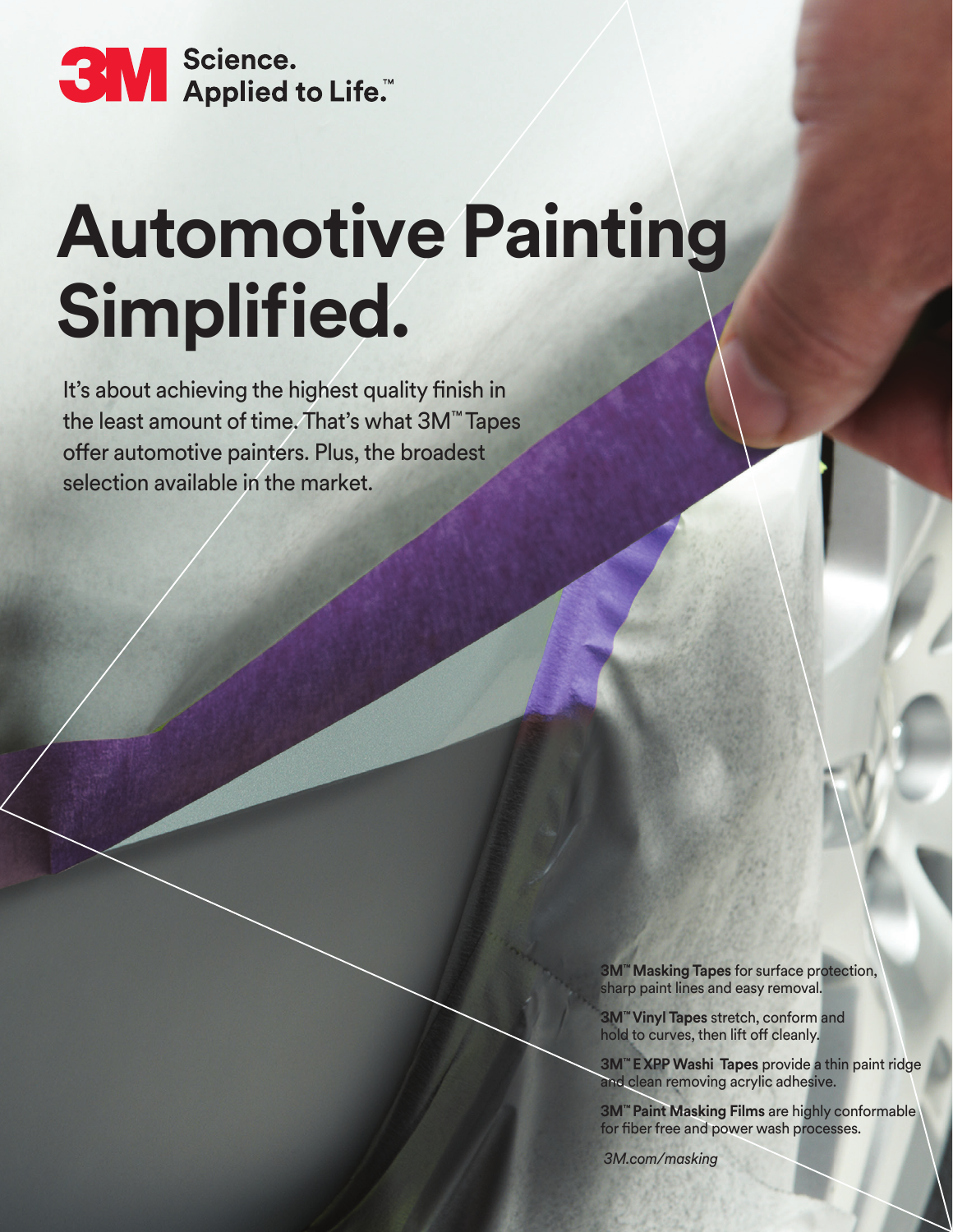3M Science. Applied to Life.™

# Automotive Painting Simplified.

It's about achieving the highest quality finish in the least amount of time. That's what 3M™ Tapes offer automotive painters. Plus, the broadest selection available in the market.

**3M™ Masking Tapes** for surface protection, sharp paint lines and easy removal.

**3M™ Vinyl Tapes** stretch, conform and hold to curves, then lift off cleanly.

**3M™ EXPP Washi Tapes** provide a thin paint ridge and clean removing acrylic adhesive.

**3M™ Paint Masking Films** are highly conformable for fiber free and power wash processes.

*3M.com/masking*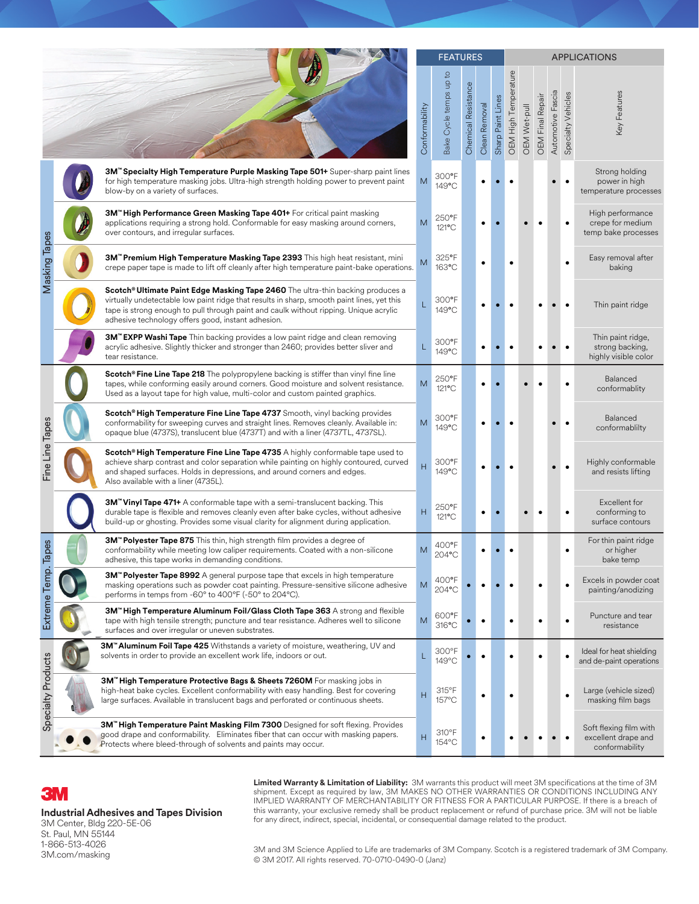| | | FEATURES | | | | | APPLICATIONS | | | | | |
|---|---|---|---|---|---|---|---|---|---|---|---|---|
| | | Conformability | Bake Cycle temps up to | Chemical Resistance | Clean Removal | Sharp Paint Lines | OEM High Temperature | OEM Wet-pull | OEM Final Repair | Automotive Fascia | Specialty Vehicles | Key Features |
| Masking Tapes | **3M™ Specialty High Temperature Purple Masking Tape 501+** Super-sharp paint lines for high temperature masking jobs. Ultra-high strength holding power to prevent paint blow-by on a variety of surfaces. | M | 300°F 149°C | | • | • | • | | | • | • | Strong holding power in high temperature processes |
| | **3M™ High Performance Green Masking Tape 401+** For critical paint masking applications requiring a strong hold. Conformable for easy masking around corners, over contours, and irregular surfaces. | M | 250°F 121°C | | • | • | | • | • | | • | High performance crepe for medium temp bake processes |
| | **3M™ Premium High Temperature Masking Tape 2393** This high heat resistant, mini crepe paper tape is made to lift off cleanly after high temperature paint-bake operations. | M | 325°F 163°C | | • | | • | | | | • | Easy removal after baking |
| | **Scotch® Ultimate Paint Edge Masking Tape 2460** The ultra-thin backing produces a virtually undetectable low paint ridge that results in sharp, smooth paint lines, yet this tape is strong enough to pull through paint and caulk without ripping. Unique acrylic adhesive technology offers good, instant adhesion. | L | 300°F 149°C | | • | • | • | | • | • | • | Thin paint ridge |
| | **3M™ EXPP Washi Tape** Thin backing provides a low paint ridge and clean removing acrylic adhesive. Slightly thicker and stronger than 2460; provides better sliver and tear resistance. | L | 300°F 149°C | | • | • | • | | • | • | • | Thin paint ridge, strong backing, highly visible color |
| Fine Line Tapes | **Scotch® Fine Line Tape 218** The polypropylene backing is stiffer than vinyl fine line tapes, while conforming easily around corners. Good moisture and solvent resistance. Used as a layout tape for high value, multi-color and custom painted graphics. | M | 250°F 121°C | | • | • | | • | • | | • | Balanced conformablity |
| | **Scotch® High Temperature Fine Line Tape 4737** Smooth, vinyl backing provides conformability for sweeping curves and straight lines. Removes cleanly. Available in: opaque blue (4737S), translucent blue (4737T) and with a liner (4737TL, 4737SL). | M | 300°F 149°C | | • | • | • | | | • | • | Balanced conformablilty |
| | **Scotch® High Temperature Fine Line Tape 4735** A highly conformable tape used to achieve sharp contrast and color separation while painting on highly contoured, curved and shaped surfaces. Holds in depressions, and around corners and edges. Also available with a liner (4735L). | H | 300°F 149°C | | • | • | • | | | • | • | Highly conformable and resists lifting |
| | **3M™ Vinyl Tape 471+** A conformable tape with a semi-translucent backing. This durable tape is flexible and removes cleanly even after bake cycles, without adhesive build-up or ghosting. Provides some visual clarity for alignment during application. | H | 250°F 121°C | | • | • | | • | • | | • | Excellent for conforming to surface contours |
| Extreme Temp. Tapes | **3M™ Polyester Tape 875** This thin, high strength film provides a degree of conformability while meeting low caliper requirements. Coated with a non-silicone adhesive, this tape works in demanding conditions. | M | 400°F 204°C | | • | • | • | | | | • | For thin paint ridge or higher bake temp |
| | **3M™ Polyester Tape 8992** A general purpose tape that excels in high temperature masking operations such as powder coat painting. Pressure-sensitive silicone adhesive performs in temps from -60° to 400°F (-50° to 204°C). | M | 400°F 204°C | • | • | • | • | | • | | • | Excels in powder coat painting/anodizing |
| | **3M™ High Temperature Aluminum Foil/Glass Cloth Tape 363** A strong and flexible tape with high tensile strength; puncture and tear resistance. Adheres well to silicone surfaces and over irregular or uneven substrates. | M | 600°F 316°C | • | • | | • | | • | | • | Puncture and tear resistance |
| Specialty Products | **3M™ Aluminum Foil Tape 425** Withstands a variety of moisture, weathering, UV and solvents in order to provide an excellent work life, indoors or out. | L | 300°F 149°C | • | • | | • | | • | | • | Ideal for heat shielding and de-paint operations |
| | **3M™ High Temperature Protective Bags & Sheets 7260M** For masking jobs in high-heat bake cycles. Excellent conformability with easy handling. Best for covering large surfaces. Available in translucent bags and perforated or continuous sheets. | H | 315°F 157°C | | • | | • | | | | • | Large (vehicle sized) masking film bags |
| | **3M™ High Temperature Paint Masking Film 7300** Designed for soft flexing. Provides good drape and conformability. Eliminates fiber that can occur with masking papers. Protects where bleed-through of solvents and paints may occur. | H | 310°F 154°C | | • | | • | • | • | • | • | Soft flexing film with excellent drape and conformability |

**3M**

**Industrial Adhesives and Tapes Division**
3M Center, Bldg 220-5E-06
St. Paul, MN 55144
1-866-513-4026
3M.com/masking

**Limited Warranty & Limitation of Liability:** 3M warrants this product will meet 3M specifications at the time of 3M shipment. Except as required by law, 3M MAKES NO OTHER WARRANTIES OR CONDITIONS INCLUDING ANY IMPLIED WARRANTY OF MERCHANTABILITY OR FITNESS FOR A PARTICULAR PURPOSE. If there is a breach of this warranty, your exclusive remedy shall be product replacement or refund of purchase price. 3M will not be liable for any direct, indirect, special, incidental, or consequential damage related to the product.

3M and 3M Science Applied to Life are trademarks of 3M Company. Scotch is a registered trademark of 3M Company. © 3M 2017. All rights reserved. 70-0710-0490-0 (Janz)